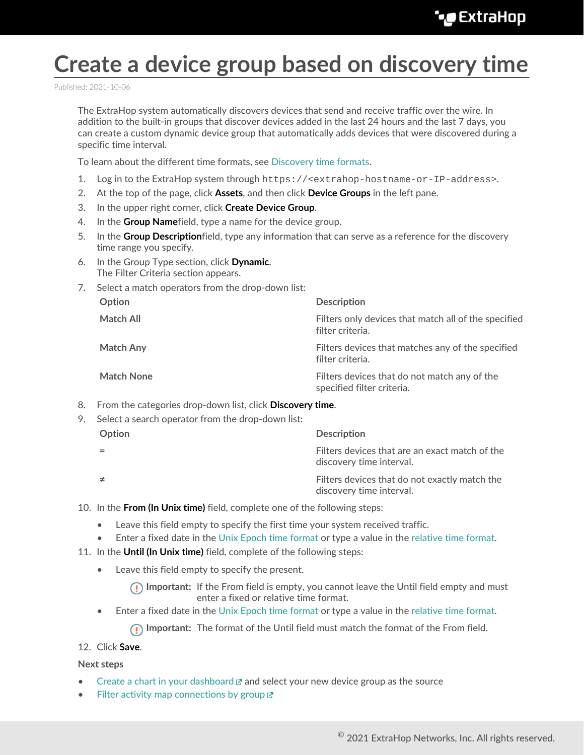# Create a device group based on discovery time

Published: 2021-10-06

The ExtraHop system automatically discovers devices that send and receive traffic over the wire. In addition to the built-in groups that discover devices added in the last 24 hours and the last 7 days, you can create a custom dynamic device group that automatically adds devices that were discovered during a specific time interval.

To learn about the different time formats, see Discovery time formats.

1. Log in to the ExtraHop system through `https://<extrahop-hostname-or-IP-address>`.
2. At the top of the page, click **Assets**, and then click **Device Groups** in the left pane.
3. In the upper right corner, click **Create Device Group**.
4. In the **Group Name**field, type a name for the device group.
5. In the **Group Description**field, type any information that can serve as a reference for the discovery time range you specify.
6. In the Group Type section, click **Dynamic**.
   The Filter Criteria section appears.
7. Select a match operators from the drop-down list:

   | Option | Description |
   | --- | --- |
   | Match All | Filters only devices that match all of the specified filter criteria. |
   | Match Any | Filters devices that matches any of the specified filter criteria. |
   | Match None | Filters devices that do not match any of the specified filter criteria. |

8. From the categories drop-down list, click **Discovery time**.
9. Select a search operator from the drop-down list:

   | Option | Description |
   | --- | --- |
   | = | Filters devices that are an exact match of the discovery time interval. |
   | ≠ | Filters devices that do not exactly match the discovery time interval. |

10. In the **From (In Unix time)** field, complete one of the following steps:
    - Leave this field empty to specify the first time your system received traffic.
    - Enter a fixed date in the Unix Epoch time format or type a value in the relative time format.
11. In the **Until (In Unix time)** field, complete of the following steps:
    - Leave this field empty to specify the present.

      **Important:** If the From field is empty, you cannot leave the Until field empty and must enter a fixed or relative time format.
    - Enter a fixed date in the Unix Epoch time format or type a value in the relative time format.

      **Important:** The format of the Until field must match the format of the From field.
12. Click **Save**.

**Next steps**

- Create a chart in your dashboard and select your new device group as the source
- Filter activity map connections by group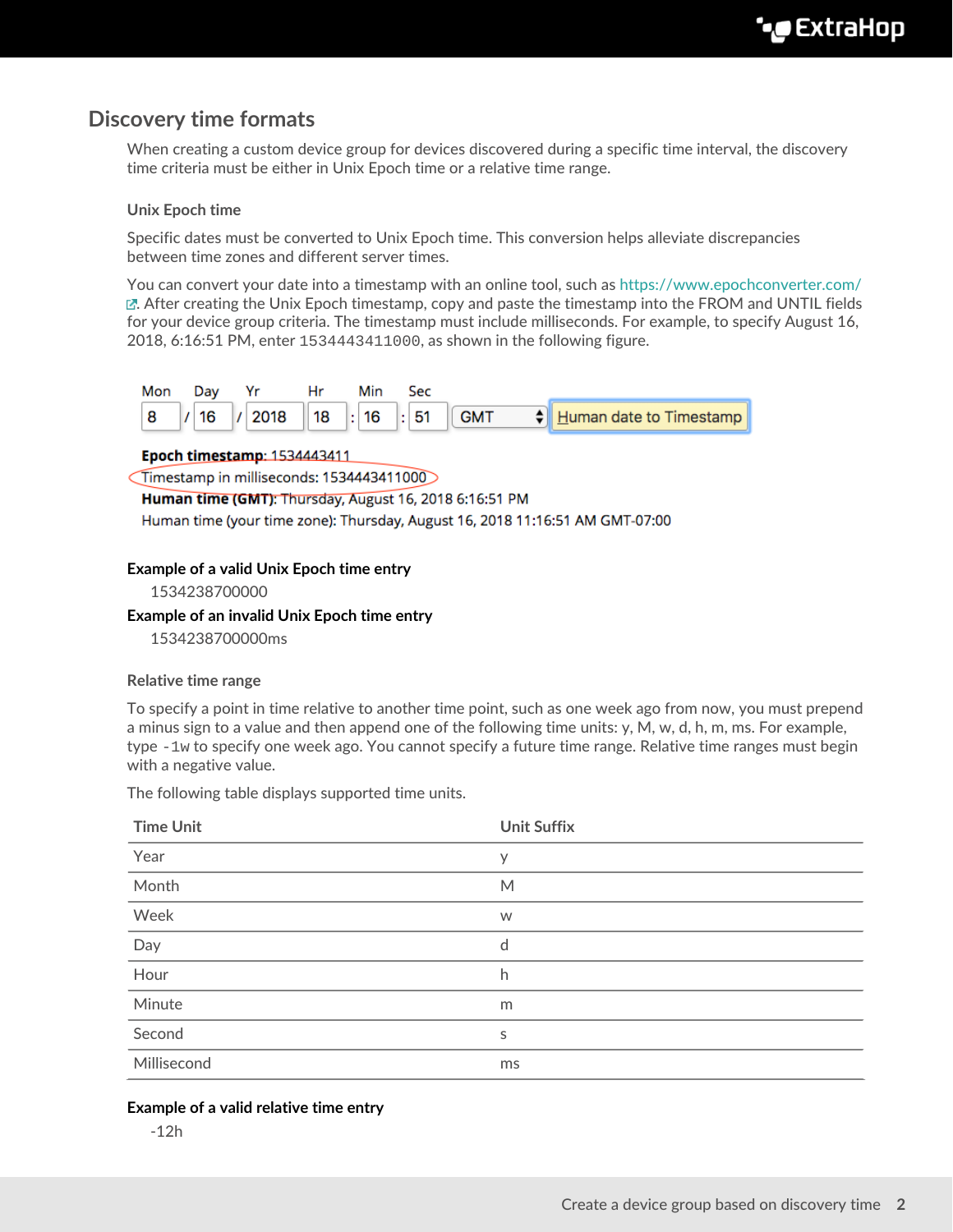## Discovery time formats

When creating a custom device group for devices discovered during a specific time interval, the discovery time criteria must be either in Unix Epoch time or a relative time range.

### Unix Epoch time

Specific dates must be converted to Unix Epoch time. This conversion helps alleviate discrepancies between time zones and different server times.

You can convert your date into a timestamp with an online tool, such as https://www.epochconverter.com/. After creating the Unix Epoch timestamp, copy and paste the timestamp into the FROM and UNTIL fields for your device group criteria. The timestamp must include milliseconds. For example, to specify August 16, 2018, 6:16:51 PM, enter `1534443411000`, as shown in the following figure.

**Example of a valid Unix Epoch time entry**

1534238700000

**Example of an invalid Unix Epoch time entry**

1534238700000ms

### Relative time range

To specify a point in time relative to another time point, such as one week ago from now, you must prepend a minus sign to a value and then append one of the following time units: y, M, w, d, h, m, ms. For example, type `-1w` to specify one week ago. You cannot specify a future time range. Relative time ranges must begin with a negative value.

The following table displays supported time units.

| Time Unit | Unit Suffix |
| --- | --- |
| Year | y |
| Month | M |
| Week | w |
| Day | d |
| Hour | h |
| Minute | m |
| Second | s |
| Millisecond | ms |

**Example of a valid relative time entry**

-12h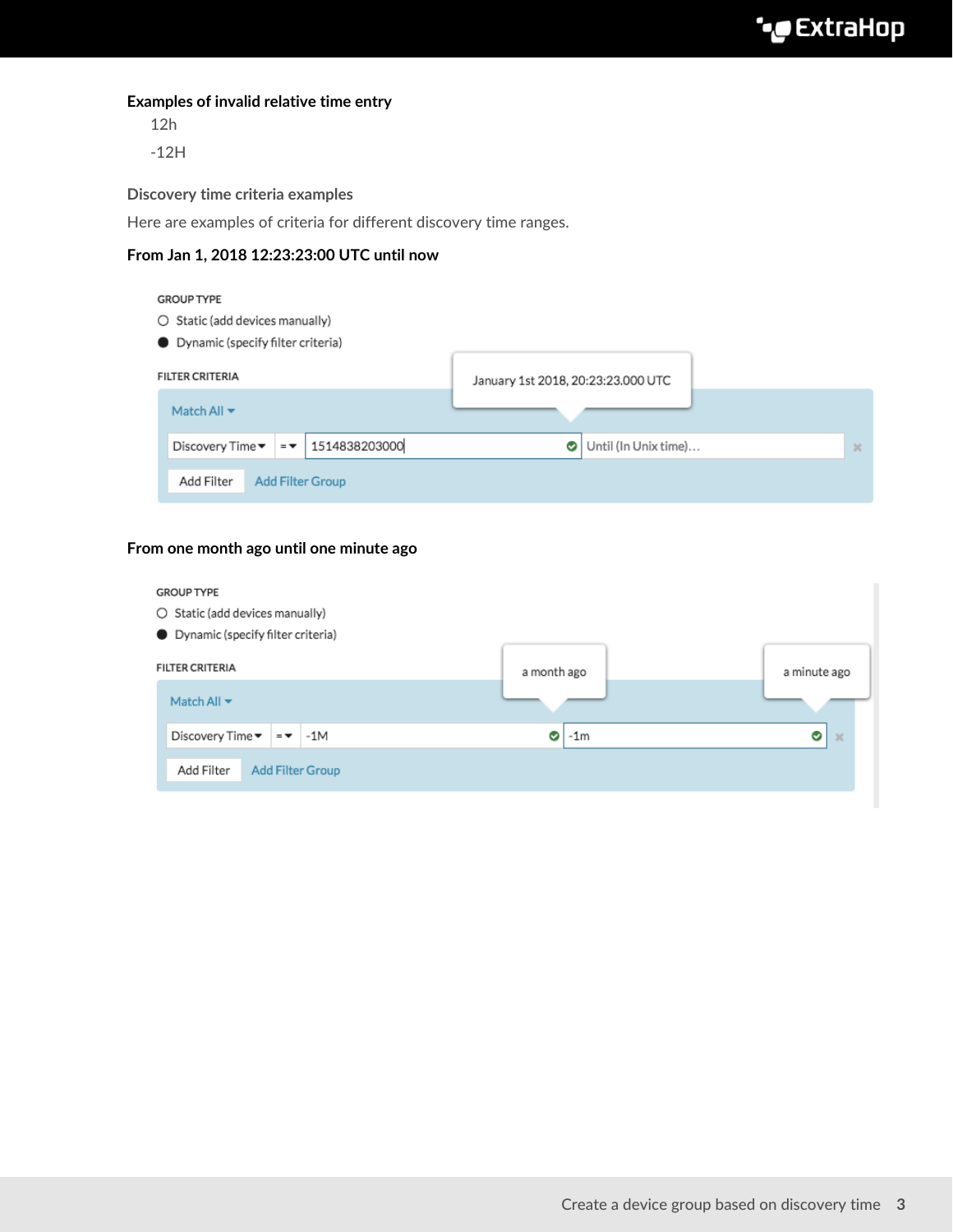**Examples of invalid relative time entry**

12h

-12H

### Discovery time criteria examples

Here are examples of criteria for different discovery time ranges.

**From Jan 1, 2018 12:23:23:00 UTC until now**

GROUP TYPE

Static (add devices manually)

Dynamic (specify filter criteria)

FILTER CRITERIA

January 1st 2018, 20:23:23.000 UTC

Match All

Discovery Time = 1514838203000 Until (In Unix time)...

Add Filter Add Filter Group

**From one month ago until one minute ago**

GROUP TYPE

Static (add devices manually)

Dynamic (specify filter criteria)

FILTER CRITERIA

a month ago

a minute ago

Match All

Discovery Time = -1M -1m

Add Filter Add Filter Group